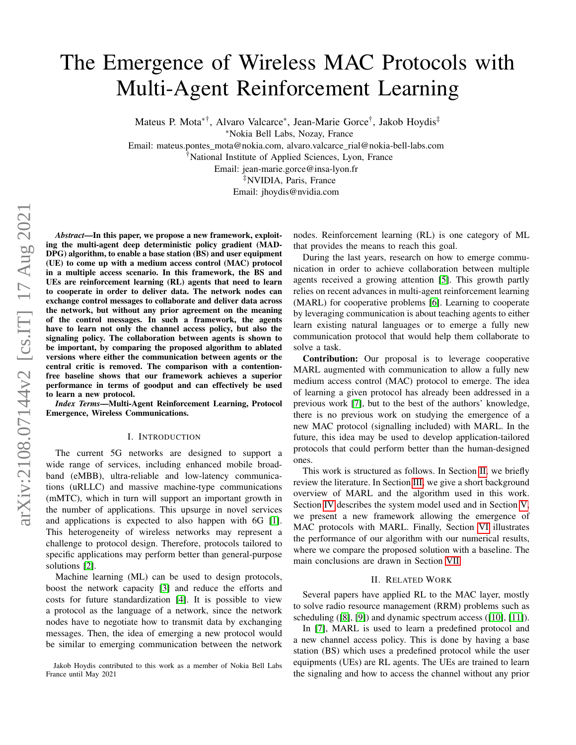# The Emergence of Wireless MAC Protocols with Multi-Agent Reinforcement Learning

Mateus P. Mota*†, Alvaro Valcarce*, Jean-Marie Gorce†, Jakob Hoydis‡

*Nokia Bell Labs, Nozay, France

Email: mateus.pontes_mota@nokia.com, alvaro.valcarce_rial@nokia-bell-labs.com

†National Institute of Applied Sciences, Lyon, France

Email: jean-marie.gorce@insa-lyon.fr

‡NVIDIA, Paris, France

Email: jhoydis@nvidia.com

***Abstract*—In this paper, we propose a new framework, exploiting the multi-agent deep deterministic policy gradient (MADDPG) algorithm, to enable a base station (BS) and user equipment (UE) to come up with a medium access control (MAC) protocol in a multiple access scenario. In this framework, the BS and UEs are reinforcement learning (RL) agents that need to learn to cooperate in order to deliver data. The network nodes can exchange control messages to collaborate and deliver data across the network, but without any prior agreement on the meaning of the control messages. In such a framework, the agents have to learn not only the channel access policy, but also the signaling policy. The collaboration between agents is shown to be important, by comparing the proposed algorithm to ablated versions where either the communication between agents or the central critic is removed. The comparison with a contention-free baseline shows that our framework achieves a superior performance in terms of goodput and can effectively be used to learn a new protocol.**

***Index Terms*—Multi-Agent Reinforcement Learning, Protocol Emergence, Wireless Communications.**

## I. Introduction

The current 5G networks are designed to support a wide range of services, including enhanced mobile broadband (eMBB), ultra-reliable and low-latency communications (uRLLC) and massive machine-type communications (mMTC), which in turn will support an important growth in the number of applications. This upsurge in novel services and applications is expected to also happen with 6G [1]. This heterogeneity of wireless networks may represent a challenge to protocol design. Therefore, protocols tailored to specific applications may perform better than general-purpose solutions [2].

Machine learning (ML) can be used to design protocols, boost the network capacity [3] and reduce the efforts and costs for future standardization [4]. It is possible to view a protocol as the language of a network, since the network nodes have to negotiate how to transmit data by exchanging messages. Then, the idea of emerging a new protocol would be similar to emerging communication between the network nodes. Reinforcement learning (RL) is one category of ML that provides the means to reach this goal.

During the last years, research on how to emerge communication in order to achieve collaboration between multiple agents received a growing attention [5]. This growth partly relies on recent advances in multi-agent reinforcement learning (MARL) for cooperative problems [6]. Learning to cooperate by leveraging communication is about teaching agents to either learn existing natural languages or to emerge a fully new communication protocol that would help them collaborate to solve a task.

**Contribution:** Our proposal is to leverage cooperative MARL augmented with communication to allow a fully new medium access control (MAC) protocol to emerge. The idea of learning a given protocol has already been addressed in a previous work [7], but to the best of the authors' knowledge, there is no previous work on studying the emergence of a new MAC protocol (signalling included) with MARL. In the future, this idea may be used to develop application-tailored protocols that could perform better than the human-designed ones.

This work is structured as follows. In Section II, we briefly review the literature. In Section III, we give a short background overview of MARL and the algorithm used in this work. Section IV describes the system model used and in Section V, we present a new framework allowing the emergence of MAC protocols with MARL. Finally, Section VI illustrates the performance of our algorithm with our numerical results, where we compare the proposed solution with a baseline. The main conclusions are drawn in Section VII.

## II. Related Work

Several papers have applied RL to the MAC layer, mostly to solve radio resource management (RRM) problems such as scheduling ([8], [9]) and dynamic spectrum access ([10], [11]).

In [7], MARL is used to learn a predefined protocol and a new channel access policy. This is done by having a base station (BS) which uses a predefined protocol while the user equipments (UEs) are RL agents. The UEs are trained to learn the signaling and how to access the channel without any prior

Jakob Hoydis contributed to this work as a member of Nokia Bell Labs France until May 2021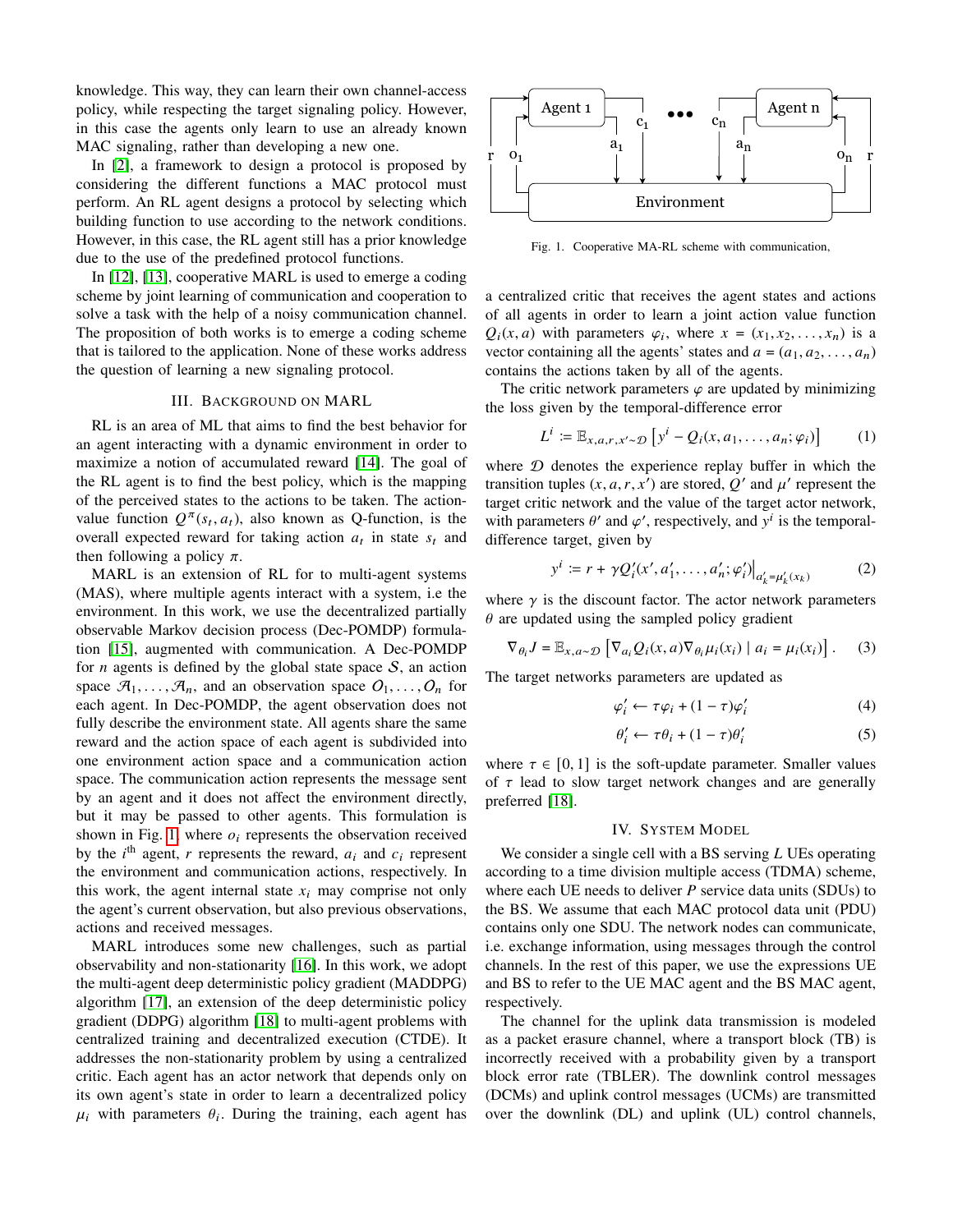knowledge. This way, they can learn their own channel-access policy, while respecting the target signaling policy. However, in this case the agents only learn to use an already known MAC signaling, rather than developing a new one.

In [2], a framework to design a protocol is proposed by considering the different functions a MAC protocol must perform. An RL agent designs a protocol by selecting which building function to use according to the network conditions. However, in this case, the RL agent still has a prior knowledge due to the use of the predefined protocol functions.

In [12], [13], cooperative MARL is used to emerge a coding scheme by joint learning of communication and cooperation to solve a task with the help of a noisy communication channel. The proposition of both works is to emerge a coding scheme that is tailored to the application. None of these works address the question of learning a new signaling protocol.

## III. Background on MARL

RL is an area of ML that aims to find the best behavior for an agent interacting with a dynamic environment in order to maximize a notion of accumulated reward [14]. The goal of the RL agent is to find the best policy, which is the mapping of the perceived states to the actions to be taken. The action-value function $Q^{\pi}(s_t, a_t)$, also known as Q-function, is the overall expected reward for taking action $a_t$ in state $s_t$ and then following a policy $\pi$.

MARL is an extension of RL for to multi-agent systems (MAS), where multiple agents interact with a system, i.e the environment. In this work, we use the decentralized partially observable Markov decision process (Dec-POMDP) formulation [15], augmented with communication. A Dec-POMDP for $n$ agents is defined by the global state space $\mathcal{S}$, an action space $\mathcal{A}_1, \ldots, \mathcal{A}_n$, and an observation space $\mathcal{O}_1, \ldots, \mathcal{O}_n$ for each agent. In Dec-POMDP, the agent observation does not fully describe the environment state. All agents share the same reward and the action space of each agent is subdivided into one environment action space and a communication action space. The communication action represents the message sent by an agent and it does not affect the environment directly, but it may be passed to other agents. This formulation is shown in Fig. 1, where $o_i$ represents the observation received by the $i^{\text{th}}$ agent, $r$ represents the reward, $a_i$ and $c_i$ represent the environment and communication actions, respectively. In this work, the agent internal state $x_i$ may comprise not only the agent's current observation, but also previous observations, actions and received messages.

MARL introduces some new challenges, such as partial observability and non-stationarity [16]. In this work, we adopt the multi-agent deep deterministic policy gradient (MADDPG) algorithm [17], an extension of the deep deterministic policy gradient (DDPG) algorithm [18] to multi-agent problems with centralized training and decentralized execution (CTDE). It addresses the non-stationarity problem by using a centralized critic. Each agent has an actor network that depends only on its own agent's state in order to learn a decentralized policy $\mu_i$ with parameters $\theta_i$. During the training, each agent has a centralized critic that receives the agent states and actions of all agents in order to learn a joint action value function $Q_i(x, a)$ with parameters $\varphi_i$, where $x = (x_1, x_2, \ldots, x_n)$ is a vector containing all the agents' states and $a = (a_1, a_2, \ldots, a_n)$ contains the actions taken by all of the agents.

Fig. 1. Cooperative MA-RL scheme with communication,

The critic network parameters $\varphi$ are updated by minimizing the loss given by the temporal-difference error

$$L^i \coloneqq \mathbb{E}_{x,a,r,x' \sim \mathcal{D}} \left[ y^i - Q_i(x, a_1, \ldots, a_n; \varphi_i) \right] \tag{1}$$

where $\mathcal{D}$ denotes the experience replay buffer in which the transition tuples $(x, a, r, x')$ are stored, $Q'$ and $\mu'$ represent the target critic network and the value of the target actor network, with parameters $\theta'$ and $\varphi'$, respectively, and $y^i$ is the temporal-difference target, given by

$$y^i \coloneqq r + \gamma Q_i'(x', a_1', \ldots, a_n'; \varphi_i')\Big|_{a_k' = \mu_k'(x_k)} \tag{2}$$

where $\gamma$ is the discount factor. The actor network parameters $\theta$ are updated using the sampled policy gradient

$$\nabla_{\theta_i} J = \mathbb{E}_{x,a \sim \mathcal{D}} \left[ \nabla_{a_i} Q_i(x, a) \nabla_{\theta_i} \mu_i(x_i) \mid a_i = \mu_i(x_i) \right]. \tag{3}$$

The target networks parameters are updated as

$$\varphi_i' \leftarrow \tau \varphi_i + (1 - \tau) \varphi_i' \tag{4}$$

$$\theta_i' \leftarrow \tau \theta_i + (1 - \tau) \theta_i' \tag{5}$$

where $\tau \in [0, 1]$ is the soft-update parameter. Smaller values of $\tau$ lead to slow target network changes and are generally preferred [18].

## IV. System Model

We consider a single cell with a BS serving $L$ UEs operating according to a time division multiple access (TDMA) scheme, where each UE needs to deliver $P$ service data units (SDUs) to the BS. We assume that each MAC protocol data unit (PDU) contains only one SDU. The network nodes can communicate, i.e. exchange information, using messages through the control channels. In the rest of this paper, we use the expressions UE and BS to refer to the UE MAC agent and the BS MAC agent, respectively.

The channel for the uplink data transmission is modeled as a packet erasure channel, where a transport block (TB) is incorrectly received with a probability given by a transport block error rate (TBLER). The downlink control messages (DCMs) and uplink control messages (UCMs) are transmitted over the downlink (DL) and uplink (UL) control channels,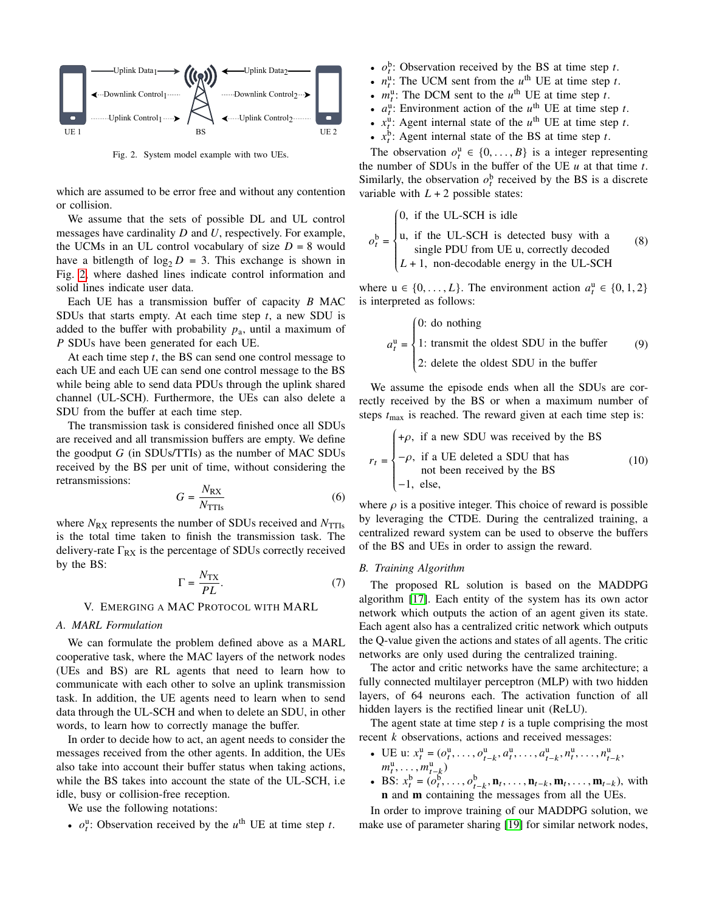Fig. 2. System model example with two UEs.

which are assumed to be error free and without any contention or collision.

We assume that the sets of possible DL and UL control messages have cardinality $D$ and $U$, respectively. For example, the UCMs in an UL control vocabulary of size $D = 8$ would have a bitlength of $\log_2 D = 3$. This exchange is shown in Fig. 2, where dashed lines indicate control information and solid lines indicate user data.

Each UE has a transmission buffer of capacity $B$ MAC SDUs that starts empty. At each time step $t$, a new SDU is added to the buffer with probability $p_a$, until a maximum of $P$ SDUs have been generated for each UE.

At each time step $t$, the BS can send one control message to each UE and each UE can send one control message to the BS while being able to send data PDUs through the uplink shared channel (UL-SCH). Furthermore, the UEs can also delete a SDU from the buffer at each time step.

The transmission task is considered finished once all SDUs are received and all transmission buffers are empty. We define the goodput $G$ (in SDUs/TTIs) as the number of MAC SDUs received by the BS per unit of time, without considering the retransmissions:

$$G = \frac{N_{\text{RX}}}{N_{\text{TTIs}}} \tag{6}$$

where $N_{\text{RX}}$ represents the number of SDUs received and $N_{\text{TTIs}}$ is the total time taken to finish the transmission task. The delivery-rate $\Gamma_{\text{RX}}$ is the percentage of SDUs correctly received by the BS:

$$\Gamma = \frac{N_{\text{TX}}}{PL}. \tag{7}$$

## V. Emerging a MAC Protocol with MARL

### A. MARL Formulation

We can formulate the problem defined above as a MARL cooperative task, where the MAC layers of the network nodes (UEs and BS) are RL agents that need to learn how to communicate with each other to solve an uplink transmission task. In addition, the UE agents need to learn when to send data through the UL-SCH and when to delete an SDU, in other words, to learn how to correctly manage the buffer.

In order to decide how to act, an agent needs to consider the messages received from the other agents. In addition, the UEs also take into account their buffer status when taking actions, while the BS takes into account the state of the UL-SCH, i.e idle, busy or collision-free reception.

We use the following notations:

- $o_t^{\text{u}}$: Observation received by the $u^{\text{th}}$ UE at time step $t$.
- $o_t^{\text{b}}$: Observation received by the BS at time step $t$.
- $n_t^{\text{u}}$: The UCM sent from the $u^{\text{th}}$ UE at time step $t$.
- $m_t^{\text{u}}$: The DCM sent to the $u^{\text{th}}$ UE at time step $t$.
- $a_t^{\text{u}}$: Environment action of the $u^{\text{th}}$ UE at time step $t$.
- $x_t^{\text{u}}$: Agent internal state of the $u^{\text{th}}$ UE at time step $t$.
- $x_t^{\text{b}}$: Agent internal state of the BS at time step $t$.

The observation $o_t^{\text{u}} \in \{0, \ldots, B\}$ is a integer representing the number of SDUs in the buffer of the UE $u$ at that time $t$. Similarly, the observation $o_t^{\text{b}}$ received by the BS is a discrete variable with $L + 2$ possible states:

$$o_t^{\text{b}} = \begin{cases} 0, & \text{if the UL-SCH is idle} \\ \text{u}, & \text{if the UL-SCH is detected busy with a single PDU from UE u, correctly decoded} \\ L+1, & \text{non-decodable energy in the UL-SCH} \end{cases} \tag{8}$$

where $\text{u} \in \{0, \ldots, L\}$. The environment action $a_t^{\text{u}} \in \{0, 1, 2\}$ is interpreted as follows:

$$a_t^{\text{u}} = \begin{cases} 0\text{: do nothing} \\ 1\text{: transmit the oldest SDU in the buffer} \\ 2\text{: delete the oldest SDU in the buffer} \end{cases} \tag{9}$$

We assume the episode ends when all the SDUs are correctly received by the BS or when a maximum number of steps $t_{\max}$ is reached. The reward given at each time step is:

$$r_t = \begin{cases} +\rho, & \text{if a new SDU was received by the BS} \\ -\rho, & \text{if a UE deleted a SDU that has not been received by the BS} \\ -1, & \text{else,} \end{cases} \tag{10}$$

where $\rho$ is a positive integer. This choice of reward is possible by leveraging the CTDE. During the centralized training, a centralized reward system can be used to observe the buffers of the BS and UEs in order to assign the reward.

### B. Training Algorithm

The proposed RL solution is based on the MADDPG algorithm [17]. Each entity of the system has its own actor network which outputs the action of an agent given its state. Each agent also has a centralized critic network which outputs the Q-value given the actions and states of all agents. The critic networks are only used during the centralized training.

The actor and critic networks have the same architecture; a fully connected multilayer perceptron (MLP) with two hidden layers, of 64 neurons each. The activation function of all hidden layers is the rectified linear unit (ReLU).

The agent state at time step $t$ is a tuple comprising the most recent $k$ observations, actions and received messages:

- UE u: $x_t^{\text{u}} = (o_t^{\text{u}}, \ldots, o_{t-k}^{\text{u}}, a_t^{\text{u}}, \ldots, a_{t-k}^{\text{u}}, n_t^{\text{u}}, \ldots, n_{t-k}^{\text{u}}, m_t^{\text{u}}, \ldots, m_{t-k}^{\text{u}})$
- BS: $x_t^{\text{b}} = (o_t^{\text{b}}, \ldots, o_{t-k}^{\text{b}}, \mathbf{n}_t, \ldots, \mathbf{n}_{t-k}, \mathbf{m}_t, \ldots, \mathbf{m}_{t-k})$, with $\mathbf{n}$ and $\mathbf{m}$ containing the messages from all the UEs.

In order to improve training of our MADDPG solution, we make use of parameter sharing [19] for similar network nodes,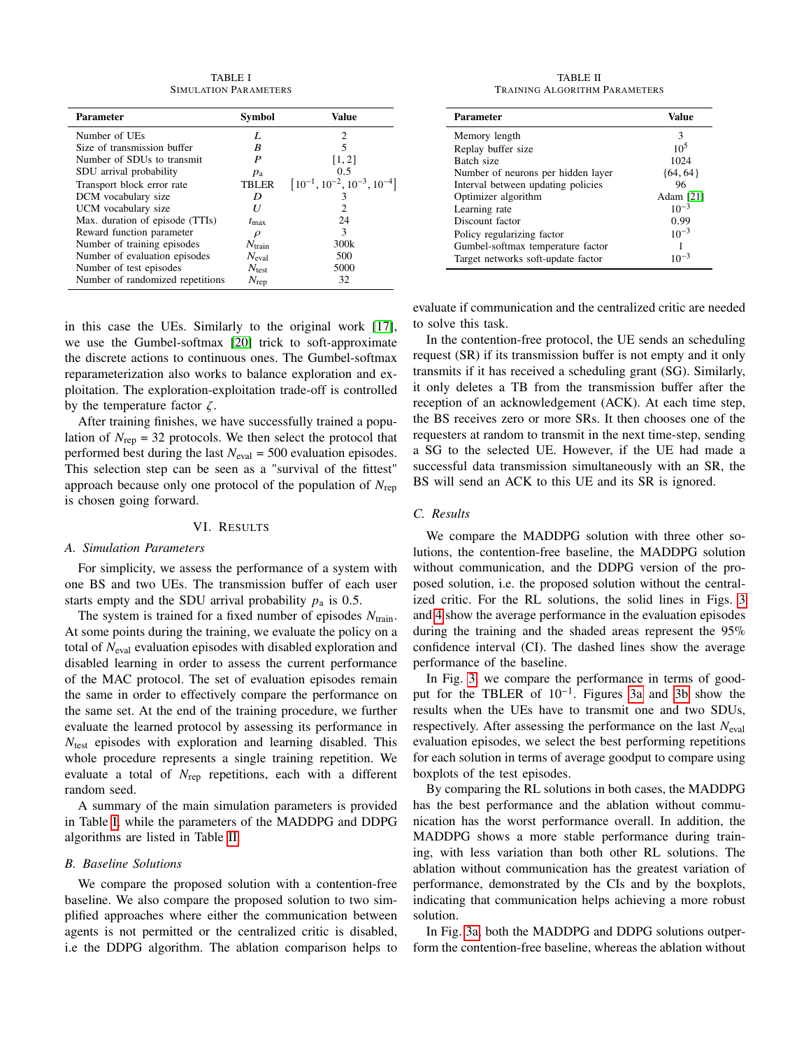TABLE I
SIMULATION PARAMETERS

| Parameter | Symbol | Value |
|---|---|---|
| Number of UEs | $L$ | 2 |
| Size of transmission buffer | $B$ | 5 |
| Number of SDUs to transmit | $P$ | $[1, 2]$ |
| SDU arrival probability | $p_a$ | 0.5 |
| Transport block error rate | TBLER | $[10^{-1}, 10^{-2}, 10^{-3}, 10^{-4}]$ |
| DCM vocabulary size | $D$ | 3 |
| UCM vocabulary size | $U$ | 2 |
| Max. duration of episode (TTIs) | $t_{\max}$ | 24 |
| Reward function parameter | $\rho$ | 3 |
| Number of training episodes | $N_{\text{train}}$ | 300k |
| Number of evaluation episodes | $N_{\text{eval}}$ | 500 |
| Number of test episodes | $N_{\text{test}}$ | 5000 |
| Number of randomized repetitions | $N_{\text{rep}}$ | 32 |

TABLE II
TRAINING ALGORITHM PARAMETERS

| Parameter | Value |
|---|---|
| Memory length | 3 |
| Replay buffer size | $10^5$ |
| Batch size | 1024 |
| Number of neurons per hidden layer | $\{64, 64\}$ |
| Interval between updating policies | 96 |
| Optimizer algorithm | Adam [21] |
| Learning rate | $10^{-3}$ |
| Discount factor | 0.99 |
| Policy regularizing factor | $10^{-3}$ |
| Gumbel-softmax temperature factor | 1 |
| Target networks soft-update factor | $10^{-3}$ |

in this case the UEs. Similarly to the original work [17], we use the Gumbel-softmax [20] trick to soft-approximate the discrete actions to continuous ones. The Gumbel-softmax reparameterization also works to balance exploration and exploitation. The exploration-exploitation trade-off is controlled by the temperature factor $\zeta$.

After training finishes, we have successfully trained a population of $N_{\text{rep}}$ = 32 protocols. We then select the protocol that performed best during the last $N_{\text{eval}}$ = 500 evaluation episodes. This selection step can be seen as a "survival of the fittest" approach because only one protocol of the population of $N_{\text{rep}}$ is chosen going forward.

## VI. Results

### A. Simulation Parameters

For simplicity, we assess the performance of a system with one BS and two UEs. The transmission buffer of each user starts empty and the SDU arrival probability $p_a$ is 0.5.

The system is trained for a fixed number of episodes $N_{\text{train}}$. At some points during the training, we evaluate the policy on a total of $N_{\text{eval}}$ evaluation episodes with disabled exploration and disabled learning in order to assess the current performance of the MAC protocol. The set of evaluation episodes remain the same in order to effectively compare the performance on the same set. At the end of the training procedure, we further evaluate the learned protocol by assessing its performance in $N_{\text{test}}$ episodes with exploration and learning disabled. This whole procedure represents a single training repetition. We evaluate a total of $N_{\text{rep}}$ repetitions, each with a different random seed.

A summary of the main simulation parameters is provided in Table I, while the parameters of the MADDPG and DDPG algorithms are listed in Table II.

### B. Baseline Solutions

We compare the proposed solution with a contention-free baseline. We also compare the proposed solution to two simplified approaches where either the communication between agents is not permitted or the centralized critic is disabled, i.e the DDPG algorithm. The ablation comparison helps to evaluate if communication and the centralized critic are needed to solve this task.

In the contention-free protocol, the UE sends an scheduling request (SR) if its transmission buffer is not empty and it only transmits if it has received a scheduling grant (SG). Similarly, it only deletes a TB from the transmission buffer after the reception of an acknowledgement (ACK). At each time step, the BS receives zero or more SRs. It then chooses one of the requesters at random to transmit in the next time-step, sending a SG to the selected UE. However, if the UE had made a successful data transmission simultaneously with an SR, the BS will send an ACK to this UE and its SR is ignored.

### C. Results

We compare the MADDPG solution with three other solutions, the contention-free baseline, the MADDPG solution without communication, and the DDPG version of the proposed solution, i.e. the proposed solution without the centralized critic. For the RL solutions, the solid lines in Figs. 3 and 4 show the average performance in the evaluation episodes during the training and the shaded areas represent the 95% confidence interval (CI). The dashed lines show the average performance of the baseline.

In Fig. 3, we compare the performance in terms of goodput for the TBLER of $10^{-1}$. Figures 3a and 3b show the results when the UEs have to transmit one and two SDUs, respectively. After assessing the performance on the last $N_{\text{eval}}$ evaluation episodes, we select the best performing repetitions for each solution in terms of average goodput to compare using boxplots of the test episodes.

By comparing the RL solutions in both cases, the MADDPG has the best performance and the ablation without communication has the worst performance overall. In addition, the MADDPG shows a more stable performance during training, with less variation than both other RL solutions. The ablation without communication has the greatest variation of performance, demonstrated by the CIs and by the boxplots, indicating that communication helps achieving a more robust solution.

In Fig. 3a, both the MADDPG and DDPG solutions outperform the contention-free baseline, whereas the ablation without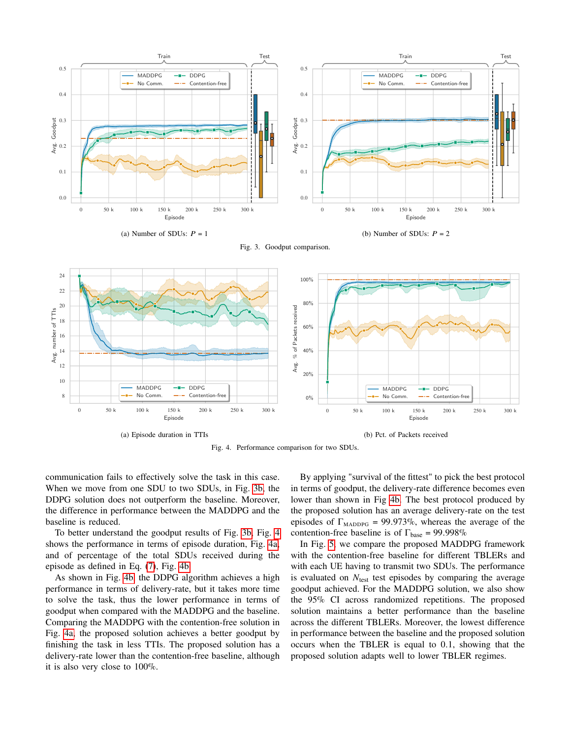(a) Number of SDUs: $P = 1$

(b) Number of SDUs: $P = 2$

Fig. 3. Goodput comparison.

(a) Episode duration in TTIs

(b) Pct. of Packets received

Fig. 4. Performance comparison for two SDUs.

communication fails to effectively solve the task in this case. When we move from one SDU to two SDUs, in Fig. 3b, the DDPG solution does not outperform the baseline. Moreover, the difference in performance between the MADDPG and the baseline is reduced.

To better understand the goodput results of Fig. 3b, Fig. 4 shows the performance in terms of episode duration, Fig. 4a, and of percentage of the total SDUs received during the episode as defined in Eq. (7), Fig. 4b.

As shown in Fig. 4b, the DDPG algorithm achieves a high performance in terms of delivery-rate, but it takes more time to solve the task, thus the lower performance in terms of goodput when compared with the MADDPG and the baseline. Comparing the MADDPG with the contention-free solution in Fig. 4a, the proposed solution achieves a better goodput by finishing the task in less TTIs. The proposed solution has a delivery-rate lower than the contention-free baseline, although it is also very close to 100%.

By applying "survival of the fittest" to pick the best protocol in terms of goodput, the delivery-rate difference becomes even lower than shown in Fig 4b. The best protocol produced by the proposed solution has an average delivery-rate on the test episodes of $\Gamma_{\text{MADDPG}} = 99.973\%$, whereas the average of the contention-free baseline is of $\Gamma_{\text{base}} = 99.998\%$

In Fig. 5, we compare the proposed MADDPG framework with the contention-free baseline for different TBLERs and with each UE having to transmit two SDUs. The performance is evaluated on $N_{\text{test}}$ test episodes by comparing the average goodput achieved. For the MADDPG solution, we also show the 95% CI across randomized repetitions. The proposed solution maintains a better performance than the baseline across the different TBLERs. Moreover, the lowest difference in performance between the baseline and the proposed solution occurs when the TBLER is equal to 0.1, showing that the proposed solution adapts well to lower TBLER regimes.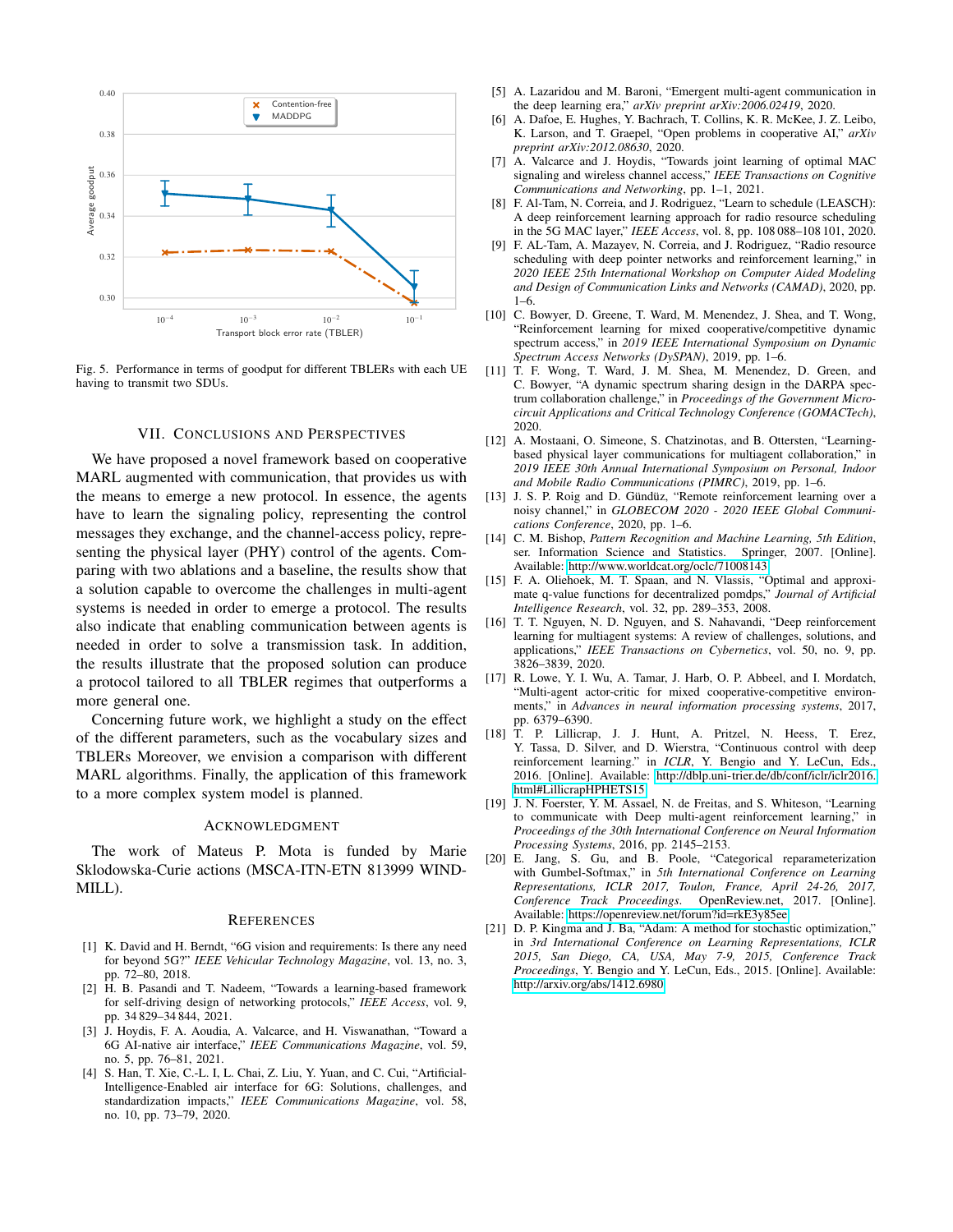0.40
0.38
0.36
0.34
0.32
0.30
Average goodput
Contention-free
MADDPG
$10^{-4}$
$10^{-3}$
$10^{-2}$
$10^{-1}$
Transport block error rate (TBLER)

Fig. 5. Performance in terms of goodput for different TBLERs with each UE having to transmit two SDUs.

## VII. Conclusions and Perspectives

We have proposed a novel framework based on cooperative MARL augmented with communication, that provides us with the means to emerge a new protocol. In essence, the agents have to learn the signaling policy, representing the control messages they exchange, and the channel-access policy, representing the physical layer (PHY) control of the agents. Comparing with two ablations and a baseline, the results show that a solution capable to overcome the challenges in multi-agent systems is needed in order to emerge a protocol. The results also indicate that enabling communication between agents is needed in order to solve a transmission task. In addition, the results illustrate that the proposed solution can produce a protocol tailored to all TBLER regimes that outperforms a more general one.

Concerning future work, we highlight a study on the effect of the different parameters, such as the vocabulary sizes and TBLERs Moreover, we envision a comparison with different MARL algorithms. Finally, the application of this framework to a more complex system model is planned.

## Acknowledgment

The work of Mateus P. Mota is funded by Marie Sklodowska-Curie actions (MSCA-ITN-ETN 813999 WINDMILL).

## References

[1] K. David and H. Berndt, "6G vision and requirements: Is there any need for beyond 5G?" *IEEE Vehicular Technology Magazine*, vol. 13, no. 3, pp. 72–80, 2018.

[2] H. B. Pasandi and T. Nadeem, "Towards a learning-based framework for self-driving design of networking protocols," *IEEE Access*, vol. 9, pp. 34 829–34 844, 2021.

[3] J. Hoydis, F. A. Aoudia, A. Valcarce, and H. Viswanathan, "Toward a 6G AI-native air interface," *IEEE Communications Magazine*, vol. 59, no. 5, pp. 76–81, 2021.

[4] S. Han, T. Xie, C.-L. I, L. Chai, Z. Liu, Y. Yuan, and C. Cui, "Artificial-Intelligence-Enabled air interface for 6G: Solutions, challenges, and standardization impacts," *IEEE Communications Magazine*, vol. 58, no. 10, pp. 73–79, 2020.

[5] A. Lazaridou and M. Baroni, "Emergent multi-agent communication in the deep learning era," *arXiv preprint arXiv:2006.02419*, 2020.

[6] A. Dafoe, E. Hughes, Y. Bachrach, T. Collins, K. R. McKee, J. Z. Leibo, K. Larson, and T. Graepel, "Open problems in cooperative AI," *arXiv preprint arXiv:2012.08630*, 2020.

[7] A. Valcarce and J. Hoydis, "Towards joint learning of optimal MAC signaling and wireless channel access," *IEEE Transactions on Cognitive Communications and Networking*, pp. 1–1, 2021.

[8] F. Al-Tam, N. Correia, and J. Rodriguez, "Learn to schedule (LEASCH): A deep reinforcement learning approach for radio resource scheduling in the 5G MAC layer," *IEEE Access*, vol. 8, pp. 108 088–108 101, 2020.

[9] F. AL-Tam, A. Mazayev, N. Correia, and J. Rodriguez, "Radio resource scheduling with deep pointer networks and reinforcement learning," in *2020 IEEE 25th International Workshop on Computer Aided Modeling and Design of Communication Links and Networks (CAMAD)*, 2020, pp. 1–6.

[10] C. Bowyer, D. Greene, T. Ward, M. Menendez, J. Shea, and T. Wong, "Reinforcement learning for mixed cooperative/competitive dynamic spectrum access," in *2019 IEEE International Symposium on Dynamic Spectrum Access Networks (DySPAN)*, 2019, pp. 1–6.

[11] T. F. Wong, T. Ward, J. M. Shea, M. Menendez, D. Green, and C. Bowyer, "A dynamic spectrum sharing design in the DARPA spectrum collaboration challenge," in *Proceedings of the Government Microcircuit Applications and Critical Technology Conference (GOMACTech)*, 2020.

[12] A. Mostaani, O. Simeone, S. Chatzinotas, and B. Ottersten, "Learning-based physical layer communications for multiagent collaboration," in *2019 IEEE 30th Annual International Symposium on Personal, Indoor and Mobile Radio Communications (PIMRC)*, 2019, pp. 1–6.

[13] J. S. P. Roig and D. Gündüz, "Remote reinforcement learning over a noisy channel," in *GLOBECOM 2020 - 2020 IEEE Global Communications Conference*, 2020, pp. 1–6.

[14] C. M. Bishop, *Pattern Recognition and Machine Learning, 5th Edition*, ser. Information Science and Statistics. Springer, 2007. [Online]. Available: http://www.worldcat.org/oclc/71008143

[15] F. A. Oliehoek, M. T. Spaan, and N. Vlassis, "Optimal and approximate q-value functions for decentralized pomdps," *Journal of Artificial Intelligence Research*, vol. 32, pp. 289–353, 2008.

[16] T. T. Nguyen, N. D. Nguyen, and S. Nahavandi, "Deep reinforcement learning for multiagent systems: A review of challenges, solutions, and applications," *IEEE Transactions on Cybernetics*, vol. 50, no. 9, pp. 3826–3839, 2020.

[17] R. Lowe, Y. I. Wu, A. Tamar, J. Harb, O. P. Abbeel, and I. Mordatch, "Multi-agent actor-critic for mixed cooperative-competitive environments," in *Advances in neural information processing systems*, 2017, pp. 6379–6390.

[18] T. P. Lillicrap, J. J. Hunt, A. Pritzel, N. Heess, T. Erez, Y. Tassa, D. Silver, and D. Wierstra, "Continuous control with deep reinforcement learning." in *ICLR*, Y. Bengio and Y. LeCun, Eds., 2016. [Online]. Available: http://dblp.uni-trier.de/db/conf/iclr/iclr2016.html#LillicrapHPHETS15

[19] J. N. Foerster, Y. M. Assael, N. de Freitas, and S. Whiteson, "Learning to communicate with Deep multi-agent reinforcement learning," in *Proceedings of the 30th International Conference on Neural Information Processing Systems*, 2016, pp. 2145–2153.

[20] E. Jang, S. Gu, and B. Poole, "Categorical reparameterization with Gumbel-Softmax," in *5th International Conference on Learning Representations, ICLR 2017, Toulon, France, April 24-26, 2017, Conference Track Proceedings*. OpenReview.net, 2017. [Online]. Available: https://openreview.net/forum?id=rkE3y85ee

[21] D. P. Kingma and J. Ba, "Adam: A method for stochastic optimization," in *3rd International Conference on Learning Representations, ICLR 2015, San Diego, CA, USA, May 7-9, 2015, Conference Track Proceedings*, Y. Bengio and Y. LeCun, Eds., 2015. [Online]. Available: http://arxiv.org/abs/1412.6980